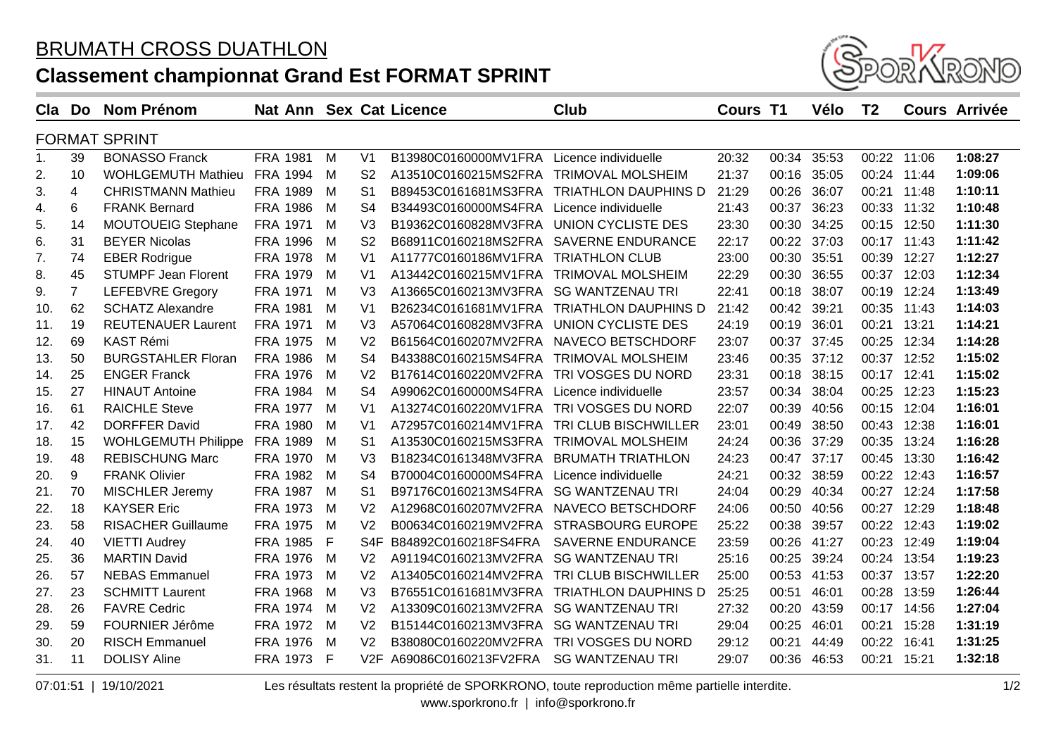# BRUMATH CROSS DUATHLON

## Classement championnat Grand Est FORMAT SPRINT

| Cla | Do | Nom Prénom | Nat | Ann | Sex | Cat | Licence | Club | Cours | T1 | Vélo | T2 | Cours | Arrivée |
|---|---|---|---|---|---|---|---|---|---|---|---|---|---|---|
| **FORMAT SPRINT** | | | | | | | | | | | | | | |
| 1. | 39 | BONASSO Franck | FRA | 1981 | M | V1 | B13980C0160000MV1FRA | Licence individuelle | 20:32 | 00:34 | 35:53 | 00:22 | 11:06 | **1:08:27** |
| 2. | 10 | WOHLGEMUTH Mathieu | FRA | 1994 | M | S2 | A13510C0160215MS2FRA | TRIMOVAL MOLSHEIM | 21:37 | 00:16 | 35:05 | 00:24 | 11:44 | **1:09:06** |
| 3. | 4 | CHRISTMANN Mathieu | FRA | 1989 | M | S1 | B89453C0161681MS3FRA | TRIATHLON DAUPHINS D | 21:29 | 00:26 | 36:07 | 00:21 | 11:48 | **1:10:11** |
| 4. | 6 | FRANK Bernard | FRA | 1986 | M | S4 | B34493C0160000MS4FRA | Licence individuelle | 21:43 | 00:37 | 36:23 | 00:33 | 11:32 | **1:10:48** |
| 5. | 14 | MOUTOUEIG Stephane | FRA | 1971 | M | V3 | B19362C0160828MV3FRA | UNION CYCLISTE DES | 23:30 | 00:30 | 34:25 | 00:15 | 12:50 | **1:11:30** |
| 6. | 31 | BEYER Nicolas | FRA | 1996 | M | S2 | B68911C0160218MS2FRA | SAVERNE ENDURANCE | 22:17 | 00:22 | 37:03 | 00:17 | 11:43 | **1:11:42** |
| 7. | 74 | EBER Rodrigue | FRA | 1978 | M | V1 | A11777C0160186MV1FRA | TRIATHLON CLUB | 23:00 | 00:30 | 35:51 | 00:39 | 12:27 | **1:12:27** |
| 8. | 45 | STUMPF Jean Florent | FRA | 1979 | M | V1 | A13442C0160215MV1FRA | TRIMOVAL MOLSHEIM | 22:29 | 00:30 | 36:55 | 00:37 | 12:03 | **1:12:34** |
| 9. | 7 | LEFEBVRE Gregory | FRA | 1971 | M | V3 | A13665C0160213MV3FRA | SG WANTZENAU TRI | 22:41 | 00:18 | 38:07 | 00:19 | 12:24 | **1:13:49** |
| 10. | 62 | SCHATZ Alexandre | FRA | 1981 | M | V1 | B26234C0161681MV1FRA | TRIATHLON DAUPHINS D | 21:42 | 00:42 | 39:21 | 00:35 | 11:43 | **1:14:03** |
| 11. | 19 | REUTENAUER Laurent | FRA | 1971 | M | V3 | A57064C0160828MV3FRA | UNION CYCLISTE DES | 24:19 | 00:19 | 36:01 | 00:21 | 13:21 | **1:14:21** |
| 12. | 69 | KAST Rémi | FRA | 1975 | M | V2 | B61564C0160207MV2FRA | NAVECO BETSCHDORF | 23:07 | 00:37 | 37:45 | 00:25 | 12:34 | **1:14:28** |
| 13. | 50 | BURGSTAHLER Floran | FRA | 1986 | M | S4 | B43388C0160215MS4FRA | TRIMOVAL MOLSHEIM | 23:46 | 00:35 | 37:12 | 00:37 | 12:52 | **1:15:02** |
| 14. | 25 | ENGER Franck | FRA | 1976 | M | V2 | B17614C0160220MV2FRA | TRI VOSGES DU NORD | 23:31 | 00:18 | 38:15 | 00:17 | 12:41 | **1:15:02** |
| 15. | 27 | HINAUT Antoine | FRA | 1984 | M | S4 | A99062C0160000MS4FRA | Licence individuelle | 23:57 | 00:34 | 38:04 | 00:25 | 12:23 | **1:15:23** |
| 16. | 61 | RAICHLE Steve | FRA | 1977 | M | V1 | A13274C0160220MV1FRA | TRI VOSGES DU NORD | 22:07 | 00:39 | 40:56 | 00:15 | 12:04 | **1:16:01** |
| 17. | 42 | DORFFER David | FRA | 1980 | M | V1 | A72957C0160214MV1FRA | TRI CLUB BISCHWILLER | 23:01 | 00:49 | 38:50 | 00:43 | 12:38 | **1:16:01** |
| 18. | 15 | WOHLGEMUTH Philippe | FRA | 1989 | M | S1 | A13530C0160215MS3FRA | TRIMOVAL MOLSHEIM | 24:24 | 00:36 | 37:29 | 00:35 | 13:24 | **1:16:28** |
| 19. | 48 | REBISCHUNG Marc | FRA | 1970 | M | V3 | B18234C0161348MV3FRA | BRUMATH TRIATHLON | 24:23 | 00:47 | 37:17 | 00:45 | 13:30 | **1:16:42** |
| 20. | 9 | FRANK Olivier | FRA | 1982 | M | S4 | B70004C0160000MS4FRA | Licence individuelle | 24:21 | 00:32 | 38:59 | 00:22 | 12:43 | **1:16:57** |
| 21. | 70 | MISCHLER Jeremy | FRA | 1987 | M | S1 | B97176C0160213MS4FRA | SG WANTZENAU TRI | 24:04 | 00:29 | 40:34 | 00:27 | 12:24 | **1:17:58** |
| 22. | 18 | KAYSER Eric | FRA | 1973 | M | V2 | A12968C0160207MV2FRA | NAVECO BETSCHDORF | 24:06 | 00:50 | 40:56 | 00:27 | 12:29 | **1:18:48** |
| 23. | 58 | RISACHER Guillaume | FRA | 1975 | M | V2 | B00634C0160219MV2FRA | STRASBOURG EUROPE | 25:22 | 00:38 | 39:57 | 00:22 | 12:43 | **1:19:02** |
| 24. | 40 | VIETTI Audrey | FRA | 1985 | F | S4F | B84892C0160218FS4FRA | SAVERNE ENDURANCE | 23:59 | 00:26 | 41:27 | 00:23 | 12:49 | **1:19:04** |
| 25. | 36 | MARTIN David | FRA | 1976 | M | V2 | A91194C0160213MV2FRA | SG WANTZENAU TRI | 25:16 | 00:25 | 39:24 | 00:24 | 13:54 | **1:19:23** |
| 26. | 57 | NEBAS Emmanuel | FRA | 1973 | M | V2 | A13405C0160214MV2FRA | TRI CLUB BISCHWILLER | 25:00 | 00:53 | 41:53 | 00:37 | 13:57 | **1:22:20** |
| 27. | 23 | SCHMITT Laurent | FRA | 1968 | M | V3 | B76551C0161681MV3FRA | TRIATHLON DAUPHINS D | 25:25 | 00:51 | 46:01 | 00:28 | 13:59 | **1:26:44** |
| 28. | 26 | FAVRE Cedric | FRA | 1974 | M | V2 | A13309C0160213MV2FRA | SG WANTZENAU TRI | 27:32 | 00:20 | 43:59 | 00:17 | 14:56 | **1:27:04** |
| 29. | 59 | FOURNIER Jérôme | FRA | 1972 | M | V2 | B15144C0160213MV3FRA | SG WANTZENAU TRI | 29:04 | 00:25 | 46:01 | 00:21 | 15:28 | **1:31:19** |
| 30. | 20 | RISCH Emmanuel | FRA | 1976 | M | V2 | B38080C0160220MV2FRA | TRI VOSGES DU NORD | 29:12 | 00:21 | 44:49 | 00:22 | 16:41 | **1:31:25** |
| 31. | 11 | DOLISY Aline | FRA | 1973 | F | V2F | A69086C0160213FV2FRA | SG WANTZENAU TRI | 29:07 | 00:36 | 46:53 | 00:21 | 15:21 | **1:32:18** |

07:01:51 | 19/10/2021 Les résultats restent la propriété de SPORKRONO, toute reproduction même partielle interdite.

www.sporkrono.fr | info@sporkrono.fr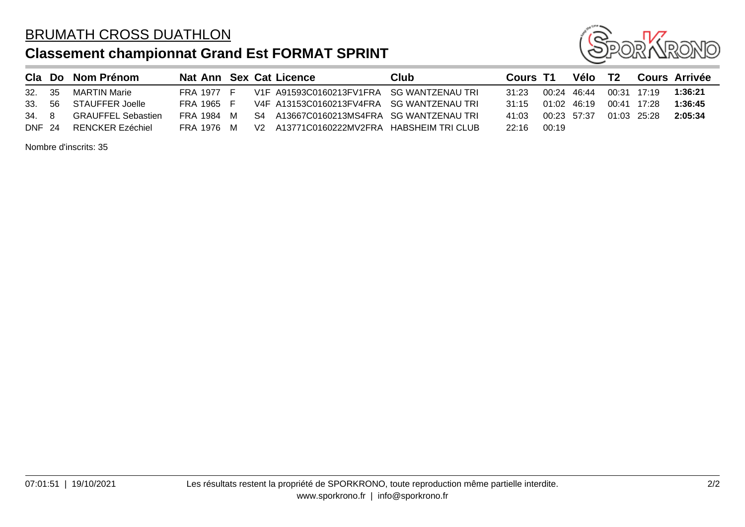# BRUMATH CROSS DUATHLON

## Classement championnat Grand Est FORMAT SPRINT

| Cla | Do | Nom Prénom | Nat | Ann | Sex | Cat | Licence | Club | Cours | T1 | Vélo | T2 | Cours | Arrivée |
|---|---|---|---|---|---|---|---|---|---|---|---|---|---|---|
| 32. | 35 | MARTIN Marie | FRA | 1977 | F | V1F | A91593C0160213FV1FRA | SG WANTZENAU TRI | 31:23 | 00:24 | 46:44 | 00:31 | 17:19 | **1:36:21** |
| 33. | 56 | STAUFFER Joelle | FRA | 1965 | F | V4F | A13153C0160213FV4FRA | SG WANTZENAU TRI | 31:15 | 01:02 | 46:19 | 00:41 | 17:28 | **1:36:45** |
| 34. | 8 | GRAUFFEL Sebastien | FRA | 1984 | M | S4 | A13667C0160213MS4FRA | SG WANTZENAU TRI | 41:03 | 00:23 | 57:37 | 01:03 | 25:28 | **2:05:34** |
| DNF | 24 | RENCKER Ezéchiel | FRA | 1976 | M | V2 | A13771C0160222MV2FRA | HABSHEIM TRI CLUB | 22:16 | 00:19 | | | | |

Nombre d'inscrits: 35

07:01:51 | 19/10/2021

Les résultats restent la propriété de SPORKRONO, toute reproduction même partielle interdite.
www.sporkrono.fr | info@sporkrono.fr